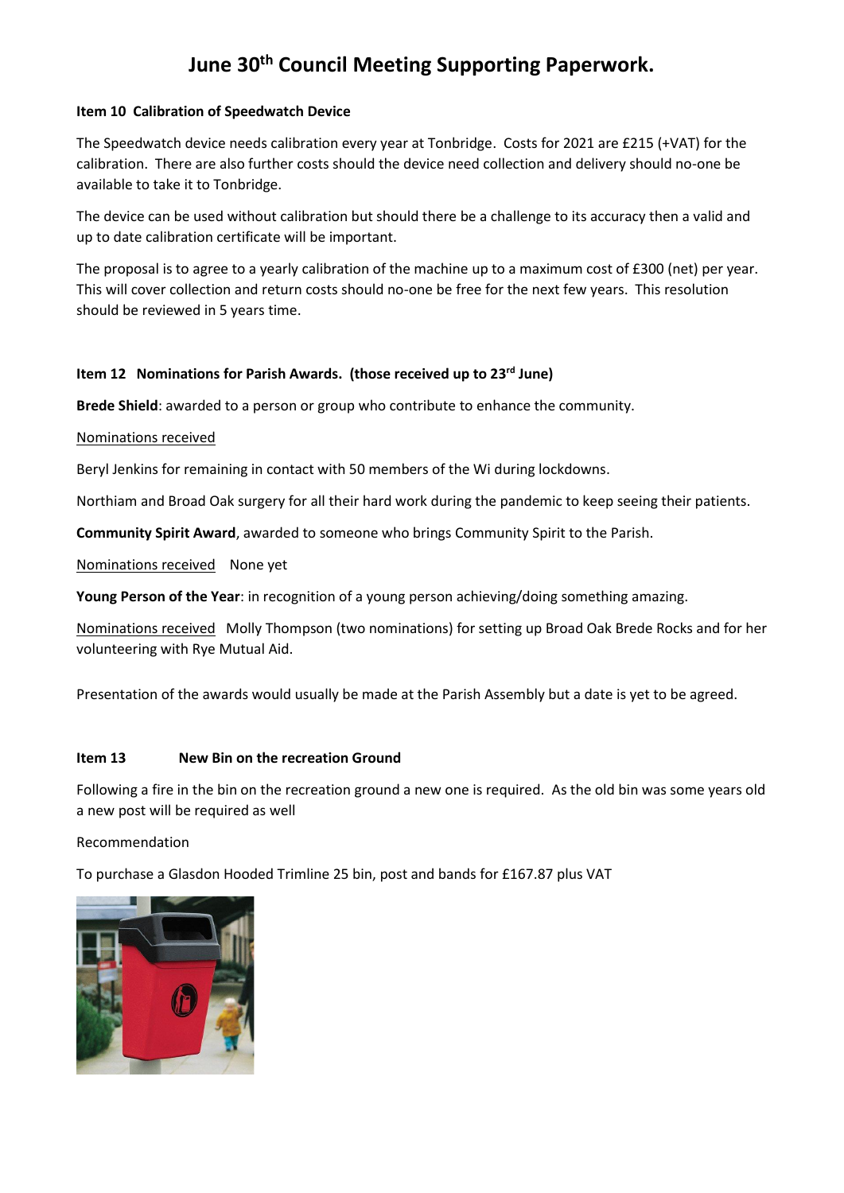# June 30th Council Meeting Supporting Paperwork.

**Item 10 Calibration of Speedwatch Device**

The Speedwatch device needs calibration every year at Tonbridge. Costs for 2021 are £215 (+VAT) for the calibration. There are also further costs should the device need collection and delivery should no-one be available to take it to Tonbridge.

The device can be used without calibration but should there be a challenge to its accuracy then a valid and up to date calibration certificate will be important.

The proposal is to agree to a yearly calibration of the machine up to a maximum cost of £300 (net) per year. This will cover collection and return costs should no-one be free for the next few years. This resolution should be reviewed in 5 years time.

**Item 12 Nominations for Parish Awards. (those received up to 23rd June)**

**Brede Shield**: awarded to a person or group who contribute to enhance the community.

Nominations received

Beryl Jenkins for remaining in contact with 50 members of the Wi during lockdowns.

Northiam and Broad Oak surgery for all their hard work during the pandemic to keep seeing their patients.

**Community Spirit Award**, awarded to someone who brings Community Spirit to the Parish.

Nominations received None yet

**Young Person of the Year**: in recognition of a young person achieving/doing something amazing.

Nominations received Molly Thompson (two nominations) for setting up Broad Oak Brede Rocks and for her volunteering with Rye Mutual Aid.

Presentation of the awards would usually be made at the Parish Assembly but a date is yet to be agreed.

**Item 13 New Bin on the recreation Ground**

Following a fire in the bin on the recreation ground a new one is required. As the old bin was some years old a new post will be required as well

Recommendation

To purchase a Glasdon Hooded Trimline 25 bin, post and bands for £167.87 plus VAT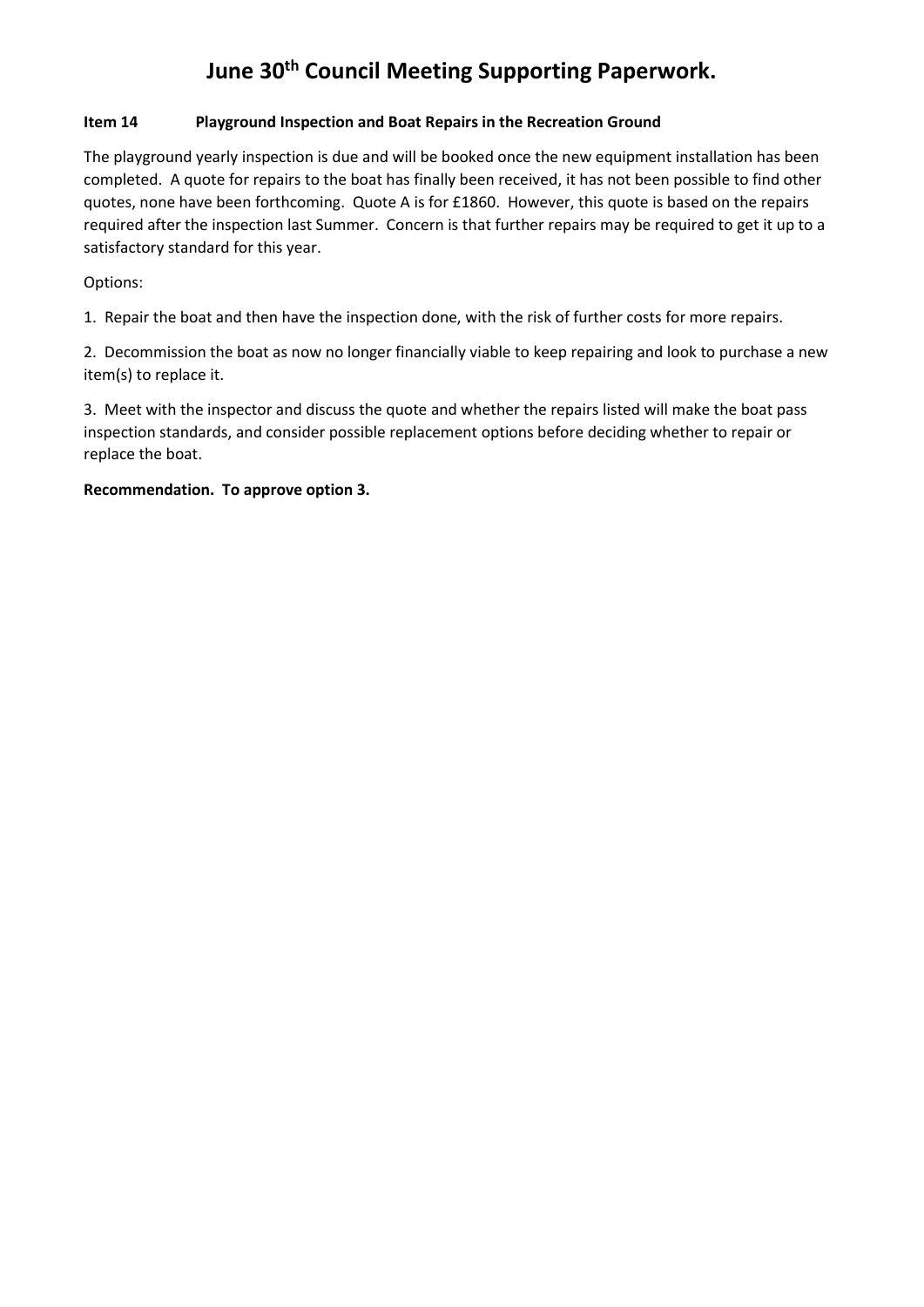# June 30th Council Meeting Supporting Paperwork.

**Item 14 Playground Inspection and Boat Repairs in the Recreation Ground**

The playground yearly inspection is due and will be booked once the new equipment installation has been completed. A quote for repairs to the boat has finally been received, it has not been possible to find other quotes, none have been forthcoming. Quote A is for £1860. However, this quote is based on the repairs required after the inspection last Summer. Concern is that further repairs may be required to get it up to a satisfactory standard for this year.

Options:

1. Repair the boat and then have the inspection done, with the risk of further costs for more repairs.

2. Decommission the boat as now no longer financially viable to keep repairing and look to purchase a new item(s) to replace it.

3. Meet with the inspector and discuss the quote and whether the repairs listed will make the boat pass inspection standards, and consider possible replacement options before deciding whether to repair or replace the boat.

**Recommendation. To approve option 3.**